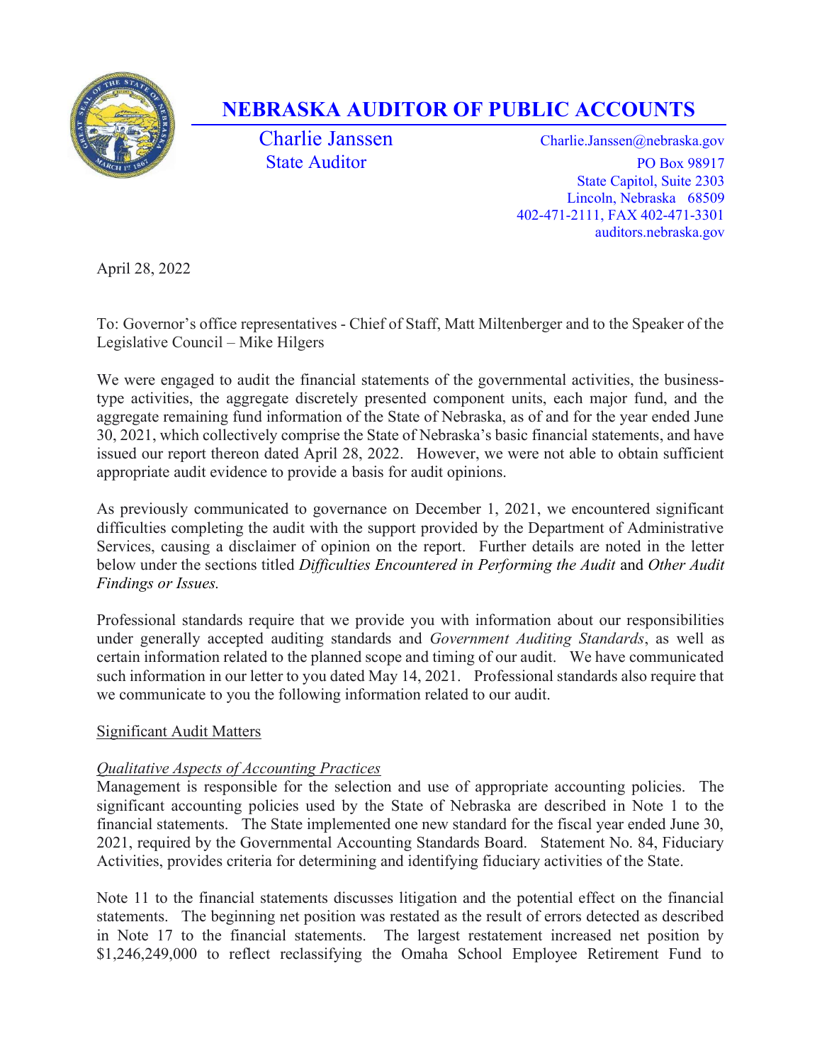# NEBRASKA AUDITOR OF PUBLIC ACCOUNTS

Charlie Janssen
State Auditor

Charlie.Janssen@nebraska.gov
PO Box 98917
State Capitol, Suite 2303
Lincoln, Nebraska 68509
402-471-2111, FAX 402-471-3301
auditors.nebraska.gov

April 28, 2022

To: Governor's office representatives - Chief of Staff, Matt Miltenberger and to the Speaker of the Legislative Council – Mike Hilgers

We were engaged to audit the financial statements of the governmental activities, the business-type activities, the aggregate discretely presented component units, each major fund, and the aggregate remaining fund information of the State of Nebraska, as of and for the year ended June 30, 2021, which collectively comprise the State of Nebraska's basic financial statements, and have issued our report thereon dated April 28, 2022. However, we were not able to obtain sufficient appropriate audit evidence to provide a basis for audit opinions.

As previously communicated to governance on December 1, 2021, we encountered significant difficulties completing the audit with the support provided by the Department of Administrative Services, causing a disclaimer of opinion on the report. Further details are noted in the letter below under the sections titled *Difficulties Encountered in Performing the Audit* and *Other Audit Findings or Issues.*

Professional standards require that we provide you with information about our responsibilities under generally accepted auditing standards and *Government Auditing Standards*, as well as certain information related to the planned scope and timing of our audit. We have communicated such information in our letter to you dated May 14, 2021. Professional standards also require that we communicate to you the following information related to our audit.

<u>Significant Audit Matters</u>

*<u>Qualitative Aspects of Accounting Practices</u>*

Management is responsible for the selection and use of appropriate accounting policies. The significant accounting policies used by the State of Nebraska are described in Note 1 to the financial statements. The State implemented one new standard for the fiscal year ended June 30, 2021, required by the Governmental Accounting Standards Board. Statement No. 84, Fiduciary Activities, provides criteria for determining and identifying fiduciary activities of the State.

Note 11 to the financial statements discusses litigation and the potential effect on the financial statements. The beginning net position was restated as the result of errors detected as described in Note 17 to the financial statements. The largest restatement increased net position by $1,246,249,000 to reflect reclassifying the Omaha School Employee Retirement Fund to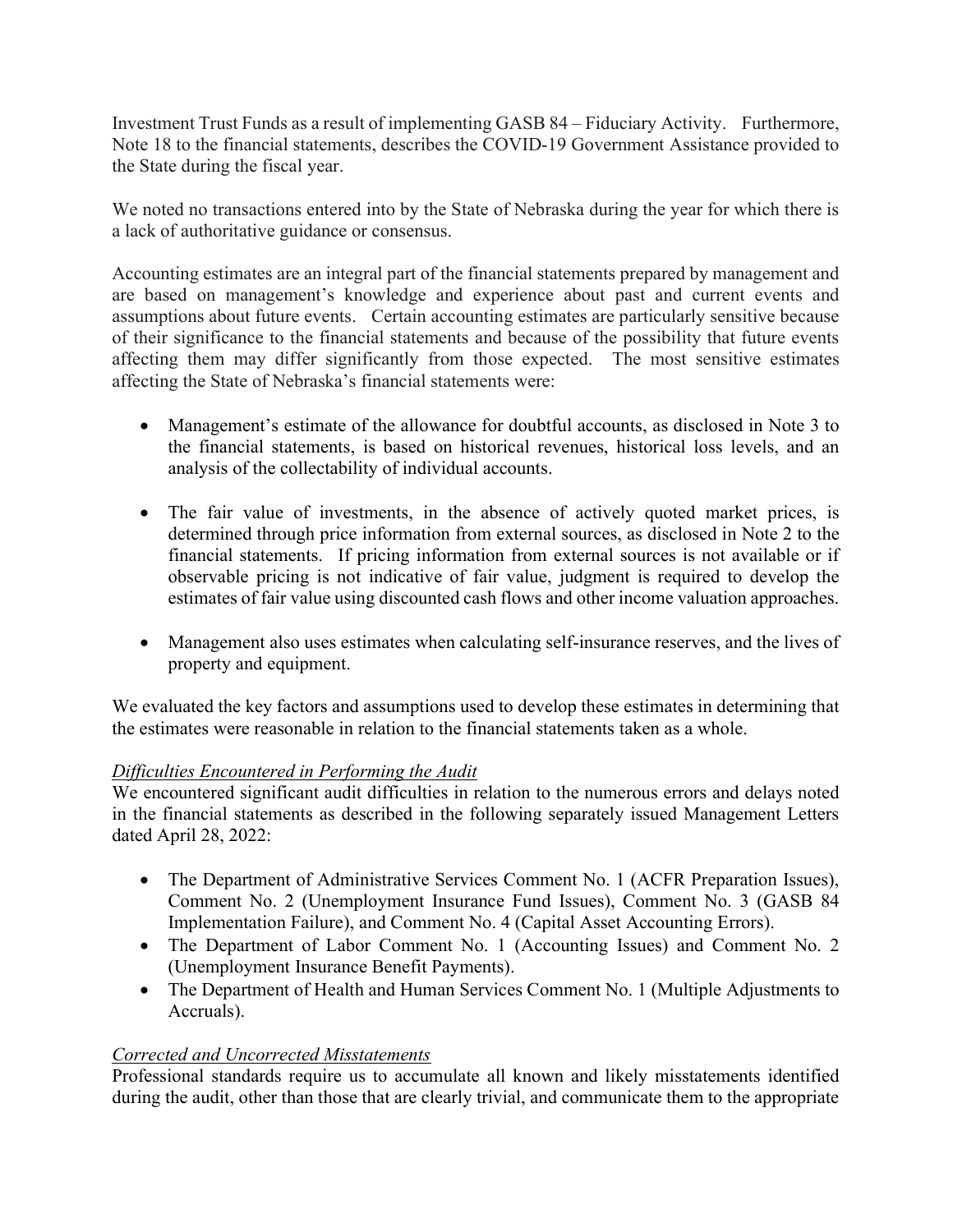Investment Trust Funds as a result of implementing GASB 84 – Fiduciary Activity. Furthermore, Note 18 to the financial statements, describes the COVID-19 Government Assistance provided to the State during the fiscal year.

We noted no transactions entered into by the State of Nebraska during the year for which there is a lack of authoritative guidance or consensus.

Accounting estimates are an integral part of the financial statements prepared by management and are based on management's knowledge and experience about past and current events and assumptions about future events. Certain accounting estimates are particularly sensitive because of their significance to the financial statements and because of the possibility that future events affecting them may differ significantly from those expected. The most sensitive estimates affecting the State of Nebraska's financial statements were:

- Management's estimate of the allowance for doubtful accounts, as disclosed in Note 3 to the financial statements, is based on historical revenues, historical loss levels, and an analysis of the collectability of individual accounts.

- The fair value of investments, in the absence of actively quoted market prices, is determined through price information from external sources, as disclosed in Note 2 to the financial statements. If pricing information from external sources is not available or if observable pricing is not indicative of fair value, judgment is required to develop the estimates of fair value using discounted cash flows and other income valuation approaches.

- Management also uses estimates when calculating self-insurance reserves, and the lives of property and equipment.

We evaluated the key factors and assumptions used to develop these estimates in determining that the estimates were reasonable in relation to the financial statements taken as a whole.

*Difficulties Encountered in Performing the Audit*

We encountered significant audit difficulties in relation to the numerous errors and delays noted in the financial statements as described in the following separately issued Management Letters dated April 28, 2022:

- The Department of Administrative Services Comment No. 1 (ACFR Preparation Issues), Comment No. 2 (Unemployment Insurance Fund Issues), Comment No. 3 (GASB 84 Implementation Failure), and Comment No. 4 (Capital Asset Accounting Errors).
- The Department of Labor Comment No. 1 (Accounting Issues) and Comment No. 2 (Unemployment Insurance Benefit Payments).
- The Department of Health and Human Services Comment No. 1 (Multiple Adjustments to Accruals).

*Corrected and Uncorrected Misstatements*

Professional standards require us to accumulate all known and likely misstatements identified during the audit, other than those that are clearly trivial, and communicate them to the appropriate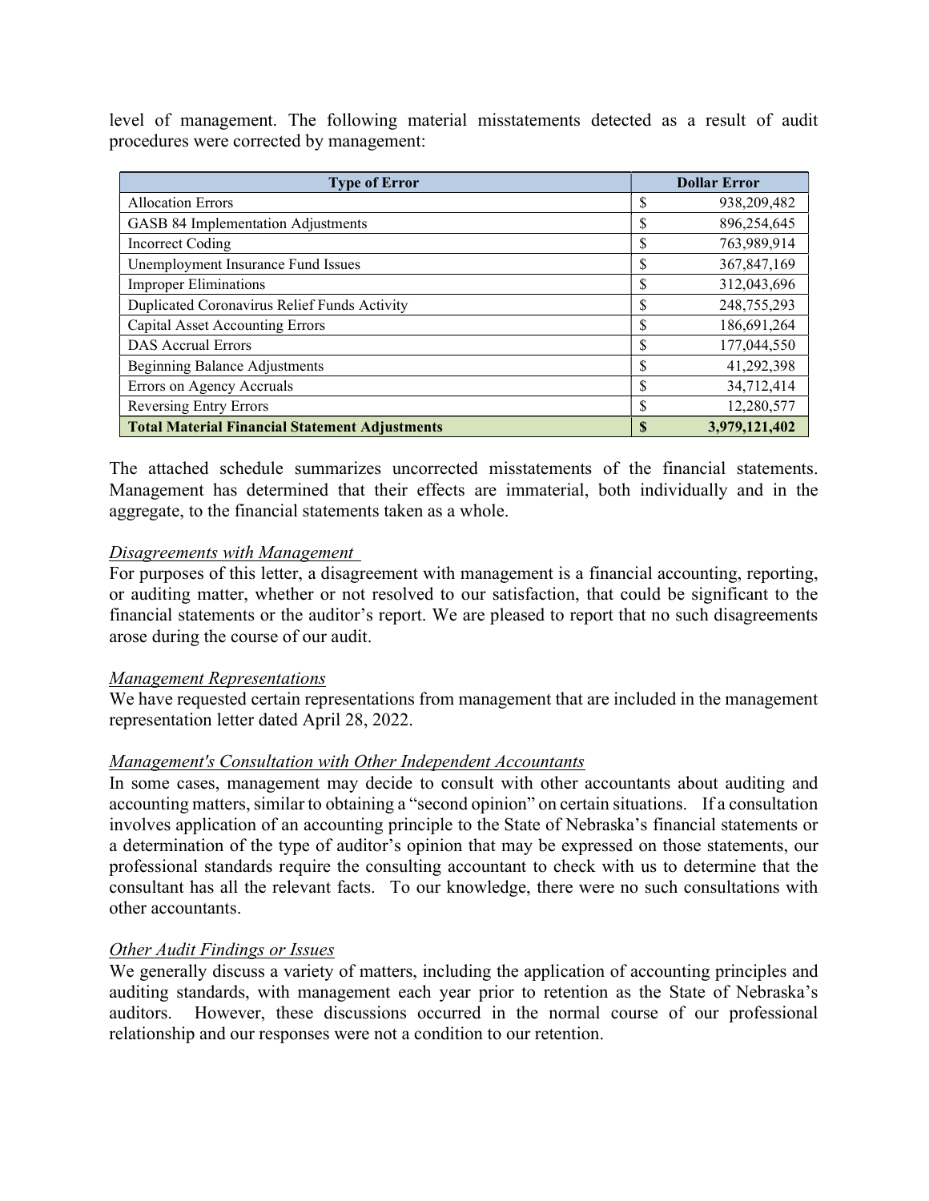level of management. The following material misstatements detected as a result of audit procedures were corrected by management:

| Type of Error | Dollar Error |
|---|---|
| Allocation Errors | $ 938,209,482 |
| GASB 84 Implementation Adjustments | $ 896,254,645 |
| Incorrect Coding | $ 763,989,914 |
| Unemployment Insurance Fund Issues | $ 367,847,169 |
| Improper Eliminations | $ 312,043,696 |
| Duplicated Coronavirus Relief Funds Activity | $ 248,755,293 |
| Capital Asset Accounting Errors | $ 186,691,264 |
| DAS Accrual Errors | $ 177,044,550 |
| Beginning Balance Adjustments | $ 41,292,398 |
| Errors on Agency Accruals | $ 34,712,414 |
| Reversing Entry Errors | $ 12,280,577 |
| **Total Material Financial Statement Adjustments** | **$ 3,979,121,402** |

The attached schedule summarizes uncorrected misstatements of the financial statements. Management has determined that their effects are immaterial, both individually and in the aggregate, to the financial statements taken as a whole.

*Disagreements with Management*

For purposes of this letter, a disagreement with management is a financial accounting, reporting, or auditing matter, whether or not resolved to our satisfaction, that could be significant to the financial statements or the auditor's report. We are pleased to report that no such disagreements arose during the course of our audit.

*Management Representations*

We have requested certain representations from management that are included in the management representation letter dated April 28, 2022.

*Management's Consultation with Other Independent Accountants*

In some cases, management may decide to consult with other accountants about auditing and accounting matters, similar to obtaining a "second opinion" on certain situations. If a consultation involves application of an accounting principle to the State of Nebraska's financial statements or a determination of the type of auditor's opinion that may be expressed on those statements, our professional standards require the consulting accountant to check with us to determine that the consultant has all the relevant facts. To our knowledge, there were no such consultations with other accountants.

*Other Audit Findings or Issues*

We generally discuss a variety of matters, including the application of accounting principles and auditing standards, with management each year prior to retention as the State of Nebraska's auditors. However, these discussions occurred in the normal course of our professional relationship and our responses were not a condition to our retention.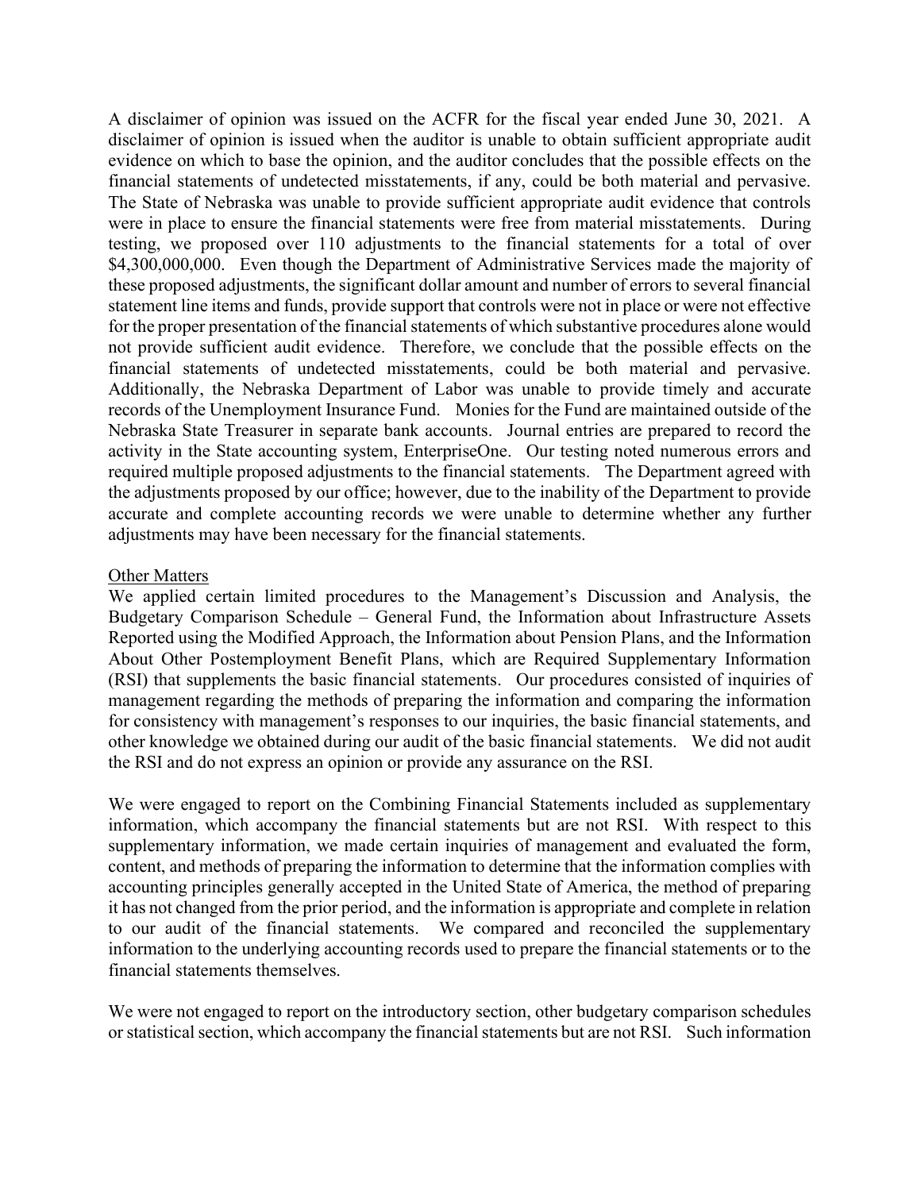A disclaimer of opinion was issued on the ACFR for the fiscal year ended June 30, 2021. A disclaimer of opinion is issued when the auditor is unable to obtain sufficient appropriate audit evidence on which to base the opinion, and the auditor concludes that the possible effects on the financial statements of undetected misstatements, if any, could be both material and pervasive. The State of Nebraska was unable to provide sufficient appropriate audit evidence that controls were in place to ensure the financial statements were free from material misstatements. During testing, we proposed over 110 adjustments to the financial statements for a total of over $4,300,000,000. Even though the Department of Administrative Services made the majority of these proposed adjustments, the significant dollar amount and number of errors to several financial statement line items and funds, provide support that controls were not in place or were not effective for the proper presentation of the financial statements of which substantive procedures alone would not provide sufficient audit evidence. Therefore, we conclude that the possible effects on the financial statements of undetected misstatements, could be both material and pervasive. Additionally, the Nebraska Department of Labor was unable to provide timely and accurate records of the Unemployment Insurance Fund. Monies for the Fund are maintained outside of the Nebraska State Treasurer in separate bank accounts. Journal entries are prepared to record the activity in the State accounting system, EnterpriseOne. Our testing noted numerous errors and required multiple proposed adjustments to the financial statements. The Department agreed with the adjustments proposed by our office; however, due to the inability of the Department to provide accurate and complete accounting records we were unable to determine whether any further adjustments may have been necessary for the financial statements.

Other Matters

We applied certain limited procedures to the Management's Discussion and Analysis, the Budgetary Comparison Schedule – General Fund, the Information about Infrastructure Assets Reported using the Modified Approach, the Information about Pension Plans, and the Information About Other Postemployment Benefit Plans, which are Required Supplementary Information (RSI) that supplements the basic financial statements. Our procedures consisted of inquiries of management regarding the methods of preparing the information and comparing the information for consistency with management's responses to our inquiries, the basic financial statements, and other knowledge we obtained during our audit of the basic financial statements. We did not audit the RSI and do not express an opinion or provide any assurance on the RSI.

We were engaged to report on the Combining Financial Statements included as supplementary information, which accompany the financial statements but are not RSI. With respect to this supplementary information, we made certain inquiries of management and evaluated the form, content, and methods of preparing the information to determine that the information complies with accounting principles generally accepted in the United State of America, the method of preparing it has not changed from the prior period, and the information is appropriate and complete in relation to our audit of the financial statements. We compared and reconciled the supplementary information to the underlying accounting records used to prepare the financial statements or to the financial statements themselves.

We were not engaged to report on the introductory section, other budgetary comparison schedules or statistical section, which accompany the financial statements but are not RSI. Such information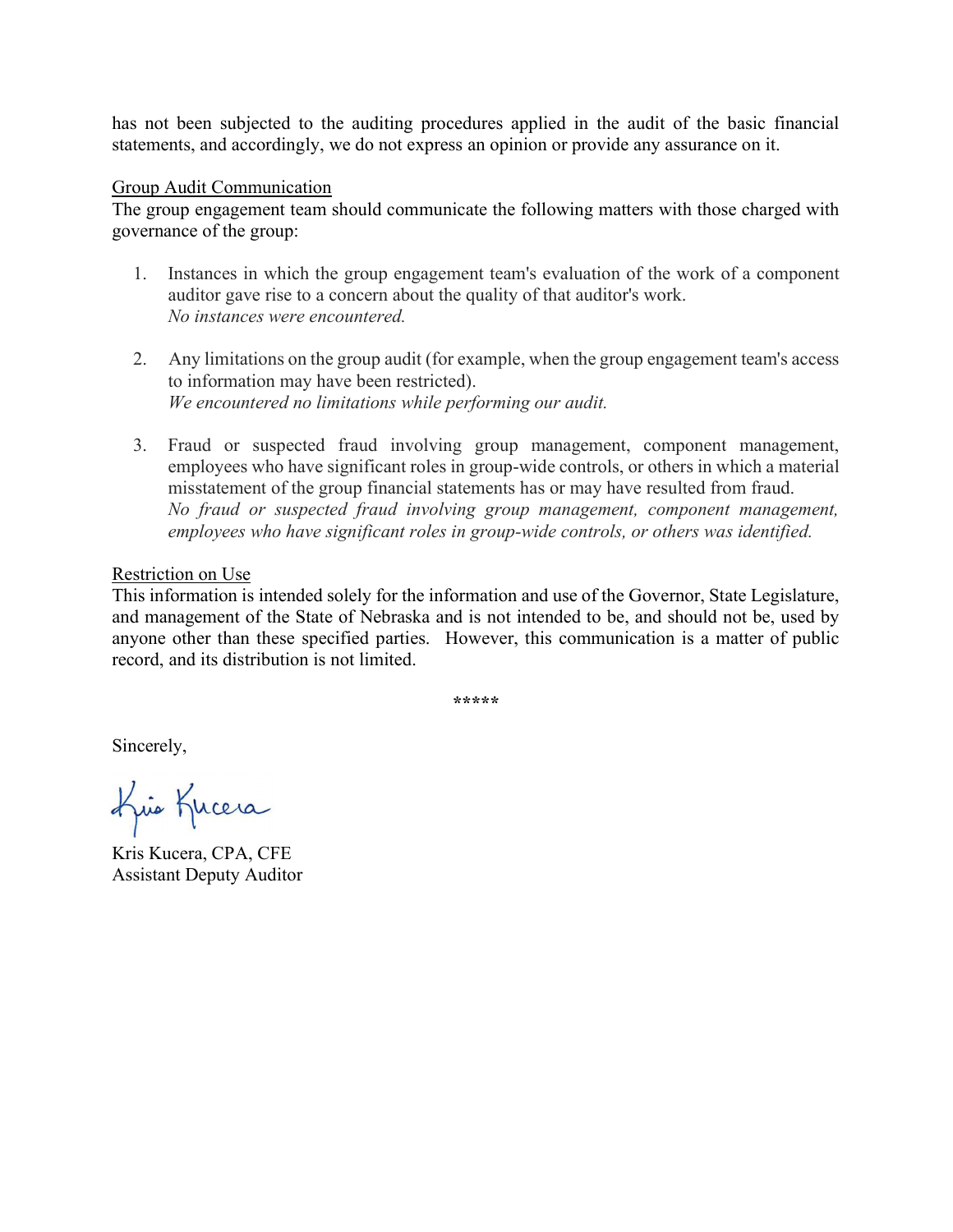has not been subjected to the auditing procedures applied in the audit of the basic financial statements, and accordingly, we do not express an opinion or provide any assurance on it.

<u>Group Audit Communication</u>

The group engagement team should communicate the following matters with those charged with governance of the group:

1. Instances in which the group engagement team's evaluation of the work of a component auditor gave rise to a concern about the quality of that auditor's work.
   *No instances were encountered.*

2. Any limitations on the group audit (for example, when the group engagement team's access to information may have been restricted).
   *We encountered no limitations while performing our audit.*

3. Fraud or suspected fraud involving group management, component management, employees who have significant roles in group-wide controls, or others in which a material misstatement of the group financial statements has or may have resulted from fraud.
   *No fraud or suspected fraud involving group management, component management, employees who have significant roles in group-wide controls, or others was identified.*

<u>Restriction on Use</u>

This information is intended solely for the information and use of the Governor, State Legislature, and management of the State of Nebraska and is not intended to be, and should not be, used by anyone other than these specified parties. However, this communication is a matter of public record, and its distribution is not limited.

*****

Sincerely,

Kris Kucera, CPA, CFE
Assistant Deputy Auditor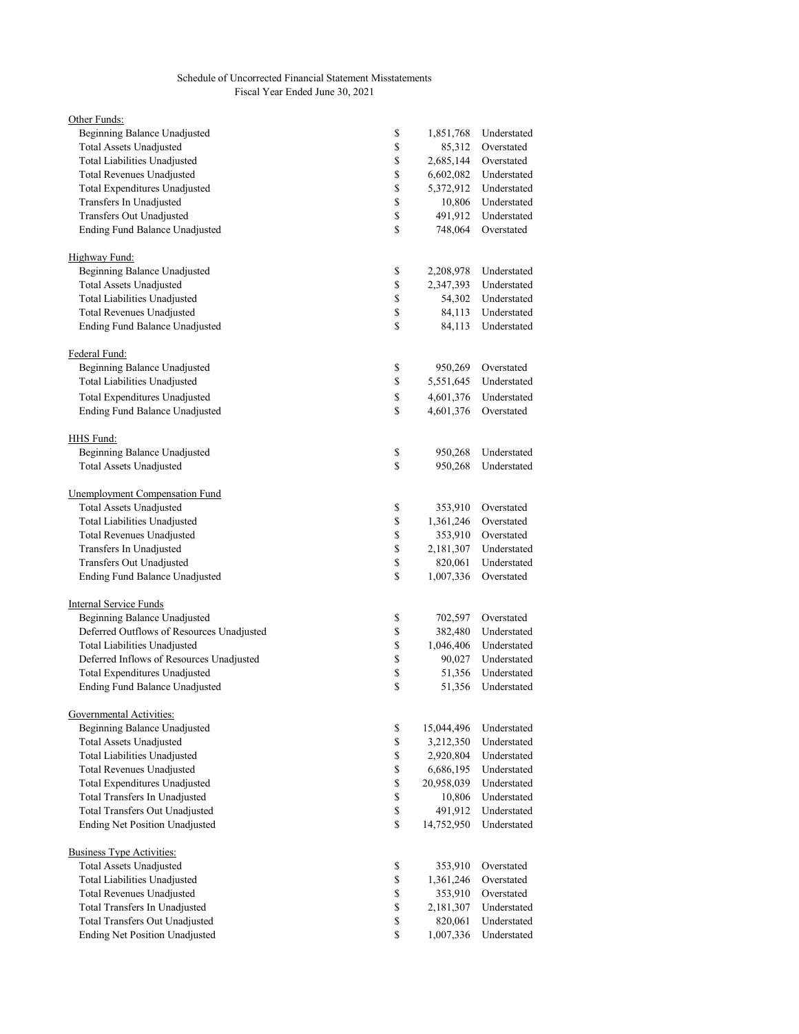Schedule of Uncorrected Financial Statement Misstatements
Fiscal Year Ended June 30, 2021

| | | | |
|---|---|---|---|
| Other Funds: | | | |
| Beginning Balance Unadjusted | $ | 1,851,768 | Understated |
| Total Assets Unadjusted | $ | 85,312 | Overstated |
| Total Liabilities Unadjusted | $ | 2,685,144 | Overstated |
| Total Revenues Unadjusted | $ | 6,602,082 | Understated |
| Total Expenditures Unadjusted | $ | 5,372,912 | Understated |
| Transfers In Unadjusted | $ | 10,806 | Understated |
| Transfers Out Unadjusted | $ | 491,912 | Understated |
| Ending Fund Balance Unadjusted | $ | 748,064 | Overstated |
| Highway Fund: | | | |
| Beginning Balance Unadjusted | $ | 2,208,978 | Understated |
| Total Assets Unadjusted | $ | 2,347,393 | Understated |
| Total Liabilities Unadjusted | $ | 54,302 | Understated |
| Total Revenues Unadjusted | $ | 84,113 | Understated |
| Ending Fund Balance Unadjusted | $ | 84,113 | Understated |
| Federal Fund: | | | |
| Beginning Balance Unadjusted | $ | 950,269 | Overstated |
| Total Liabilities Unadjusted | $ | 5,551,645 | Understated |
| Total Expenditures Unadjusted | $ | 4,601,376 | Understated |
| Ending Fund Balance Unadjusted | $ | 4,601,376 | Overstated |
| HHS Fund: | | | |
| Beginning Balance Unadjusted | $ | 950,268 | Understated |
| Total Assets Unadjusted | $ | 950,268 | Understated |
| Unemployment Compensation Fund | | | |
| Total Assets Unadjusted | $ | 353,910 | Overstated |
| Total Liabilities Unadjusted | $ | 1,361,246 | Overstated |
| Total Revenues Unadjusted | $ | 353,910 | Overstated |
| Transfers In Unadjusted | $ | 2,181,307 | Understated |
| Transfers Out Unadjusted | $ | 820,061 | Understated |
| Ending Fund Balance Unadjusted | $ | 1,007,336 | Overstated |
| Internal Service Funds | | | |
| Beginning Balance Unadjusted | $ | 702,597 | Overstated |
| Deferred Outflows of Resources Unadjusted | $ | 382,480 | Understated |
| Total Liabilities Unadjusted | $ | 1,046,406 | Understated |
| Deferred Inflows of Resources Unadjusted | $ | 90,027 | Understated |
| Total Expenditures Unadjusted | $ | 51,356 | Understated |
| Ending Fund Balance Unadjusted | $ | 51,356 | Understated |
| Governmental Activities: | | | |
| Beginning Balance Unadjusted | $ | 15,044,496 | Understated |
| Total Assets Unadjusted | $ | 3,212,350 | Understated |
| Total Liabilities Unadjusted | $ | 2,920,804 | Understated |
| Total Revenues Unadjusted | $ | 6,686,195 | Understated |
| Total Expenditures Unadjusted | $ | 20,958,039 | Understated |
| Total Transfers In Unadjusted | $ | 10,806 | Understated |
| Total Transfers Out Unadjusted | $ | 491,912 | Understated |
| Ending Net Position Unadjusted | $ | 14,752,950 | Understated |
| Business Type Activities: | | | |
| Total Assets Unadjusted | $ | 353,910 | Overstated |
| Total Liabilities Unadjusted | $ | 1,361,246 | Overstated |
| Total Revenues Unadjusted | $ | 353,910 | Overstated |
| Total Transfers In Unadjusted | $ | 2,181,307 | Understated |
| Total Transfers Out Unadjusted | $ | 820,061 | Understated |
| Ending Net Position Unadjusted | $ | 1,007,336 | Understated |